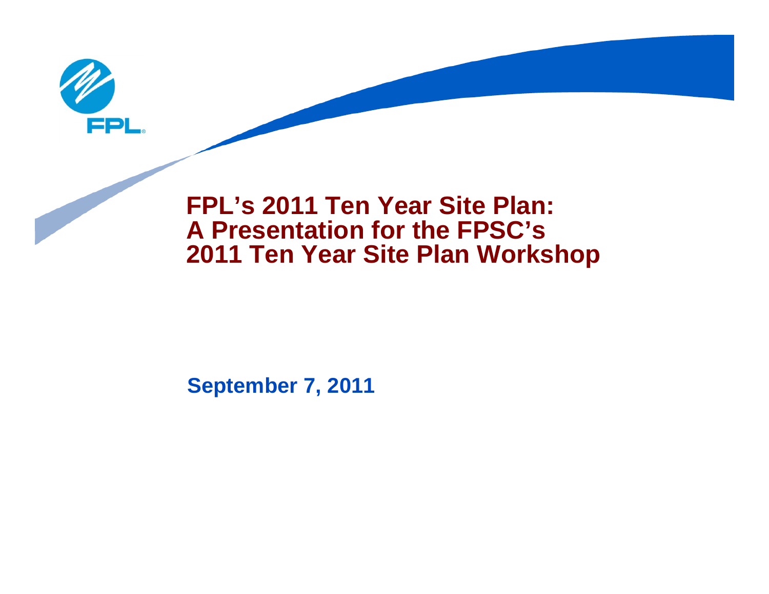# FPL's 2011 Ten Year Site Plan: A Presentation for the FPSC's 2011 Ten Year Site Plan Workshop

**September 7, 2011**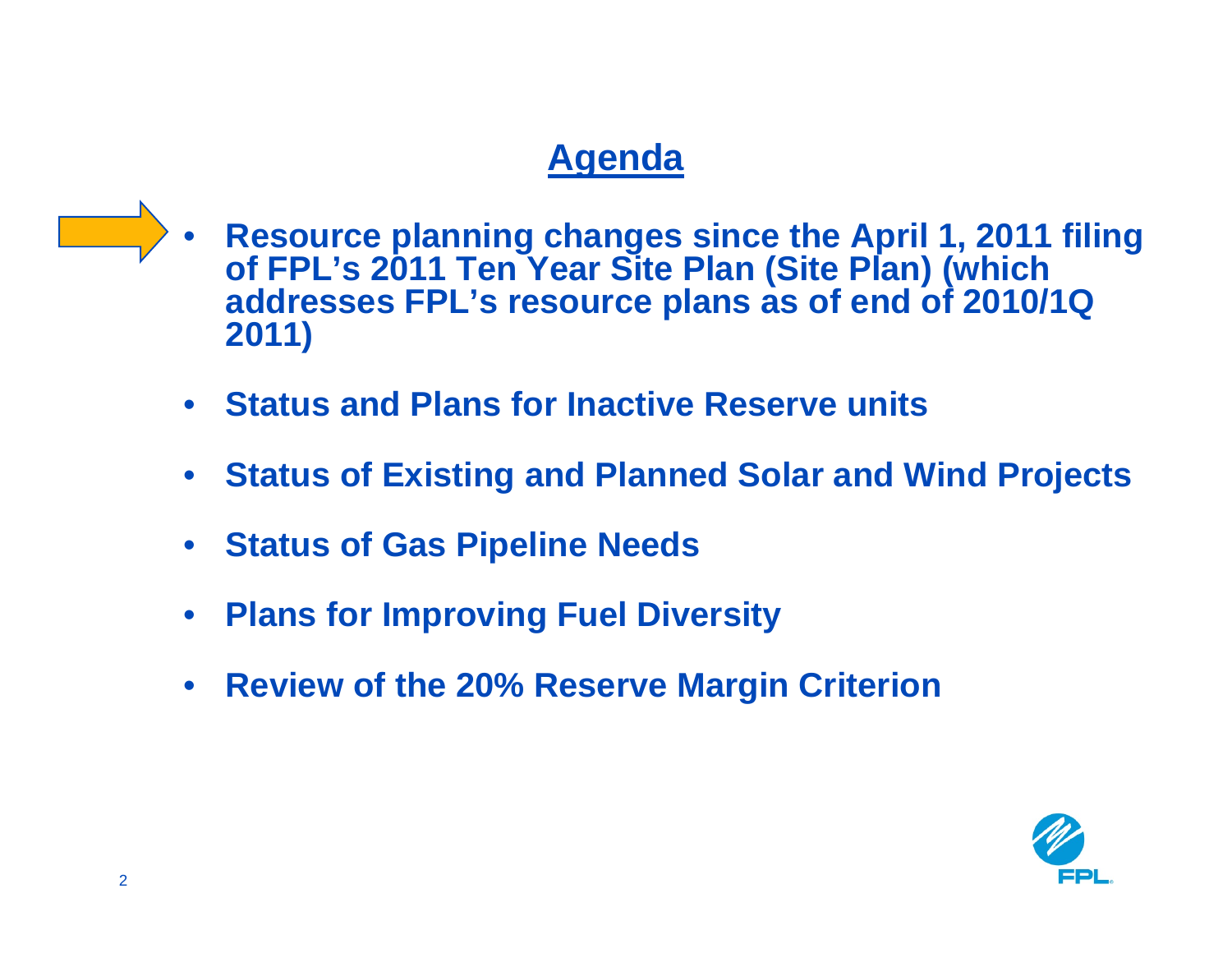# Agenda

- Resource planning changes since the April 1, 2011 filing of FPL's 2011 Ten Year Site Plan (Site Plan) (which addresses FPL's resource plans as of end of 2010/1Q 2011)
- Status and Plans for Inactive Reserve units
- Status of Existing and Planned Solar and Wind Projects
- Status of Gas Pipeline Needs
- Plans for Improving Fuel Diversity
- Review of the 20% Reserve Margin Criterion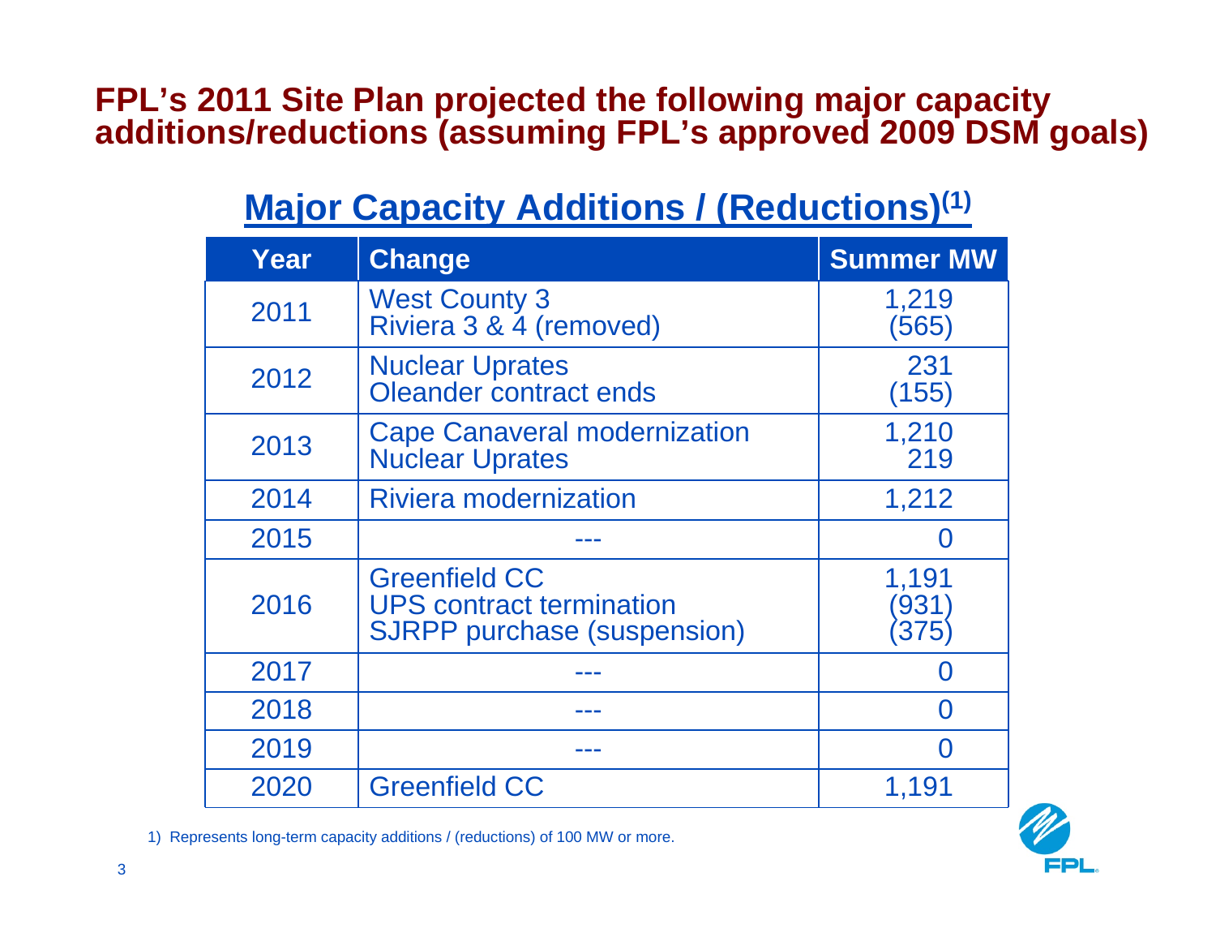# FPL's 2011 Site Plan projected the following major capacity additions/reductions (assuming FPL's approved 2009 DSM goals)

## Major Capacity Additions / (Reductions)[1]

| Year | Change | Summer MW |
| --- | --- | --- |
| 2011 | West County 3<br>Riviera 3 & 4 (removed) | 1,219<br>(565) |
| 2012 | Nuclear Uprates<br>Oleander contract ends | 231<br>(155) |
| 2013 | Cape Canaveral modernization<br>Nuclear Uprates | 1,210<br>219 |
| 2014 | Riviera modernization | 1,212 |
| 2015 | --- | 0 |
| 2016 | Greenfield CC<br>UPS contract termination<br>SJRPP purchase (suspension) | 1,191<br>(931)<br>(375) |
| 2017 | --- | 0 |
| 2018 | --- | 0 |
| 2019 | --- | 0 |
| 2020 | Greenfield CC | 1,191 |

1) Represents long-term capacity additions / (reductions) of 100 MW or more.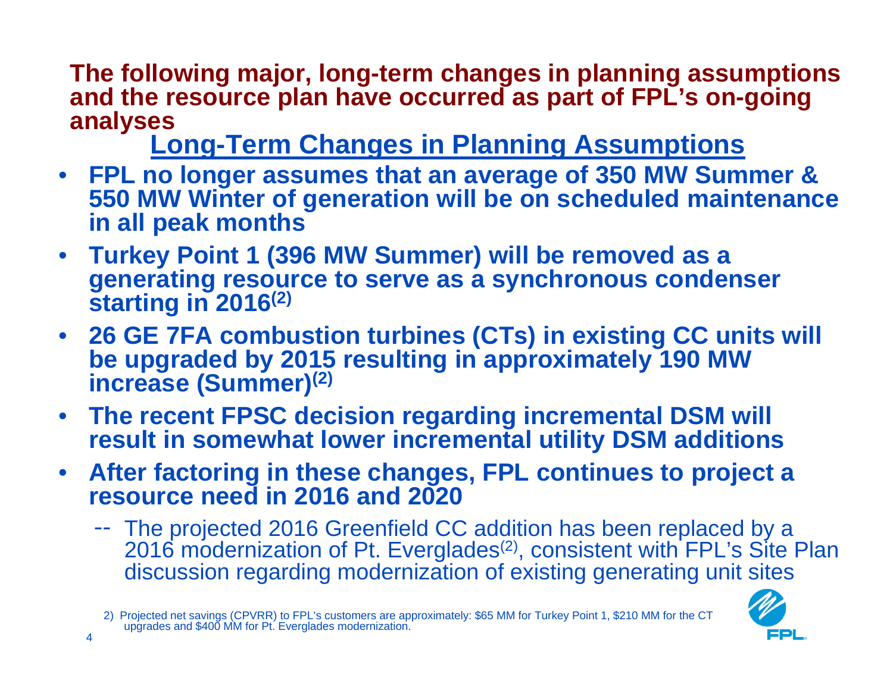**The following major, long-term changes in planning assumptions and the resource plan have occurred as part of FPL's on-going analyses**

## Long-Term Changes in Planning Assumptions

- **FPL no longer assumes that an average of 350 MW Summer & 550 MW Winter of generation will be on scheduled maintenance in all peak months**
- **Turkey Point 1 (396 MW Summer) will be removed as a generating resource to serve as a synchronous condenser starting in 2016[(2)]**
- **26 GE 7FA combustion turbines (CTs) in existing CC units will be upgraded by 2015 resulting in approximately 190 MW increase (Summer)[(2)]**
- **The recent FPSC decision regarding incremental DSM will result in somewhat lower incremental utility DSM additions**
- **After factoring in these changes, FPL continues to project a resource need in 2016 and 2020**
  - -- The projected 2016 Greenfield CC addition has been replaced by a 2016 modernization of Pt. Everglades[(2)], consistent with FPL's Site Plan discussion regarding modernization of existing generating unit sites

2) Projected net savings (CPVRR) to FPL's customers are approximately: $65 MM for Turkey Point 1, $210 MM for the CT upgrades and $400 MM for Pt. Everglades modernization.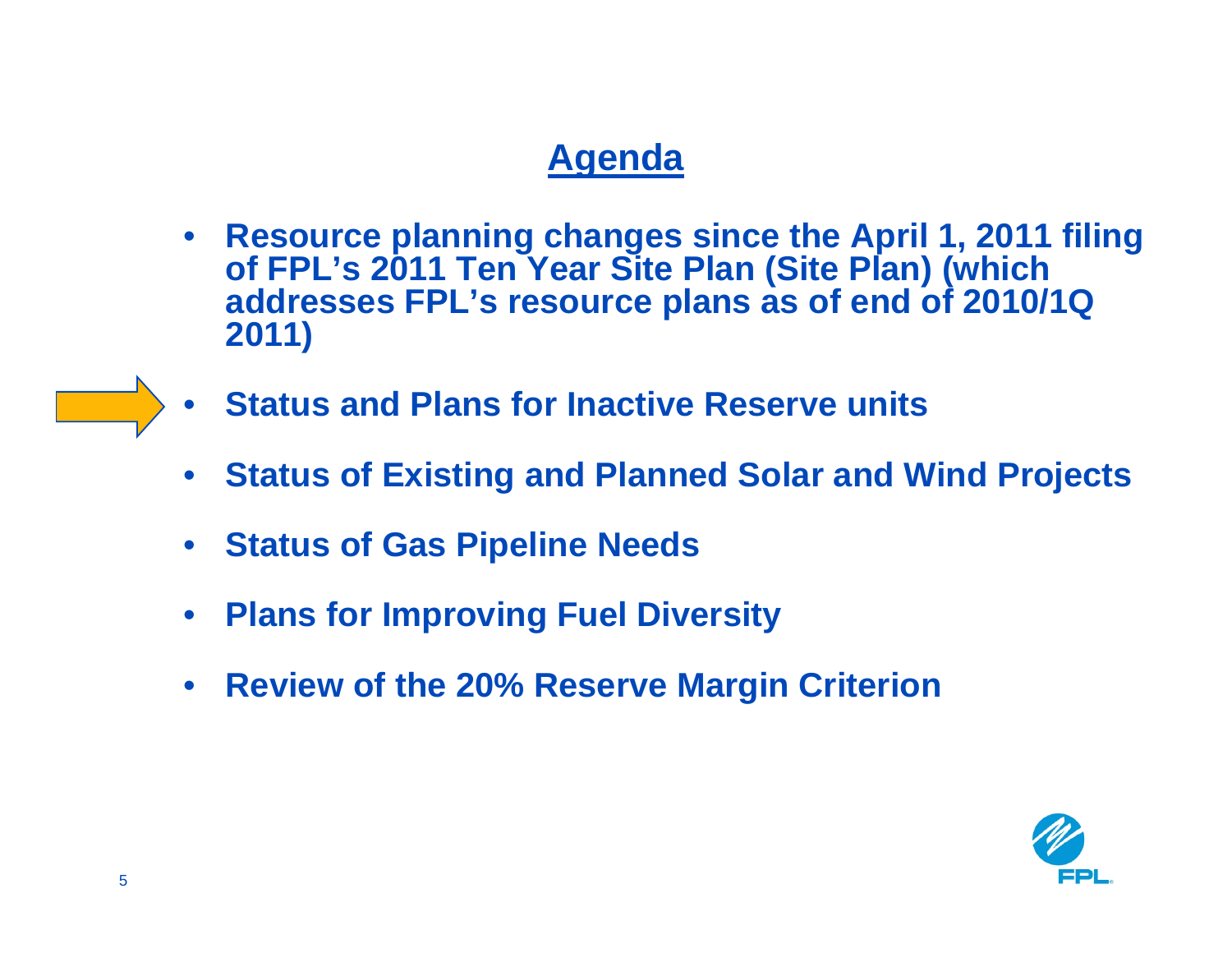# Agenda

- **Resource planning changes since the April 1, 2011 filing of FPL's 2011 Ten Year Site Plan (Site Plan) (which addresses FPL's resource plans as of end of 2010/1Q 2011)**
- **Status and Plans for Inactive Reserve units**
- **Status of Existing and Planned Solar and Wind Projects**
- **Status of Gas Pipeline Needs**
- **Plans for Improving Fuel Diversity**
- **Review of the 20% Reserve Margin Criterion**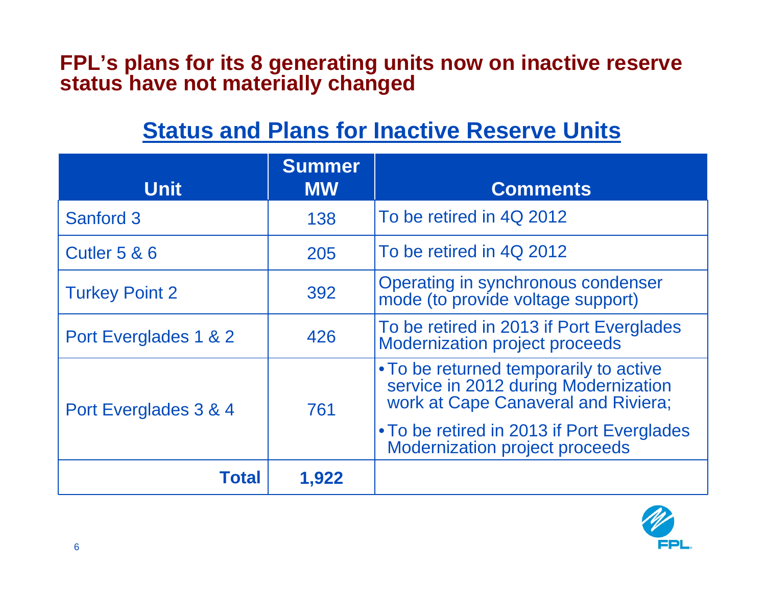# FPL's plans for its 8 generating units now on inactive reserve status have not materially changed

## Status and Plans for Inactive Reserve Units

| Unit | Summer MW | Comments |
|---|---|---|
| Sanford 3 | 138 | To be retired in 4Q 2012 |
| Cutler 5 & 6 | 205 | To be retired in 4Q 2012 |
| Turkey Point 2 | 392 | Operating in synchronous condenser mode (to provide voltage support) |
| Port Everglades 1 & 2 | 426 | To be retired in 2013 if Port Everglades Modernization project proceeds |
| Port Everglades 3 & 4 | 761 | • To be returned temporarily to active service in 2012 during Modernization work at Cape Canaveral and Riviera; • To be retired in 2013 if Port Everglades Modernization project proceeds |
| **Total** | **1,922** | |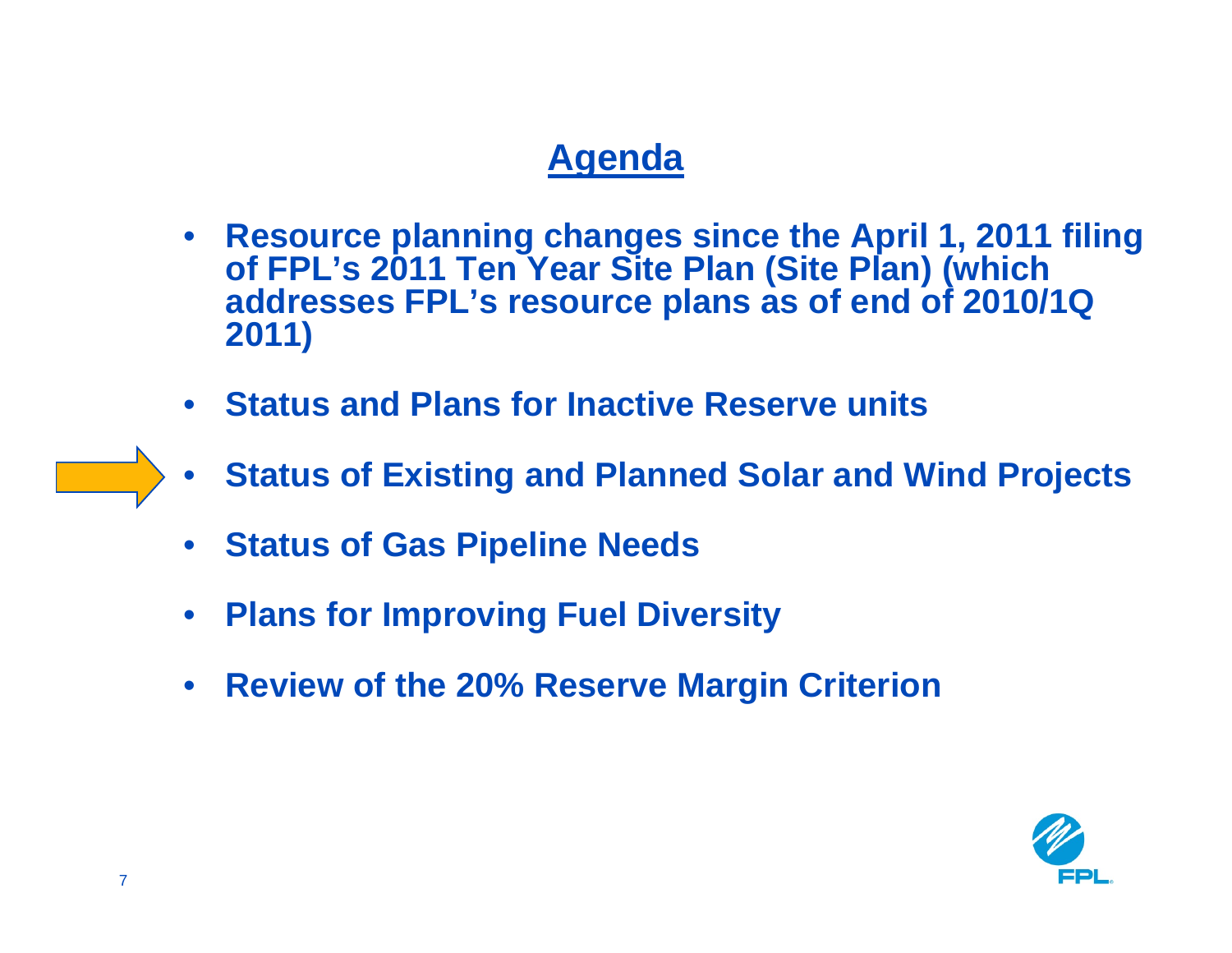# Agenda

- **Resource planning changes since the April 1, 2011 filing of FPL's 2011 Ten Year Site Plan (Site Plan) (which addresses FPL's resource plans as of end of 2010/1Q 2011)**
- **Status and Plans for Inactive Reserve units**
- **Status of Existing and Planned Solar and Wind Projects**
- **Status of Gas Pipeline Needs**
- **Plans for Improving Fuel Diversity**
- **Review of the 20% Reserve Margin Criterion**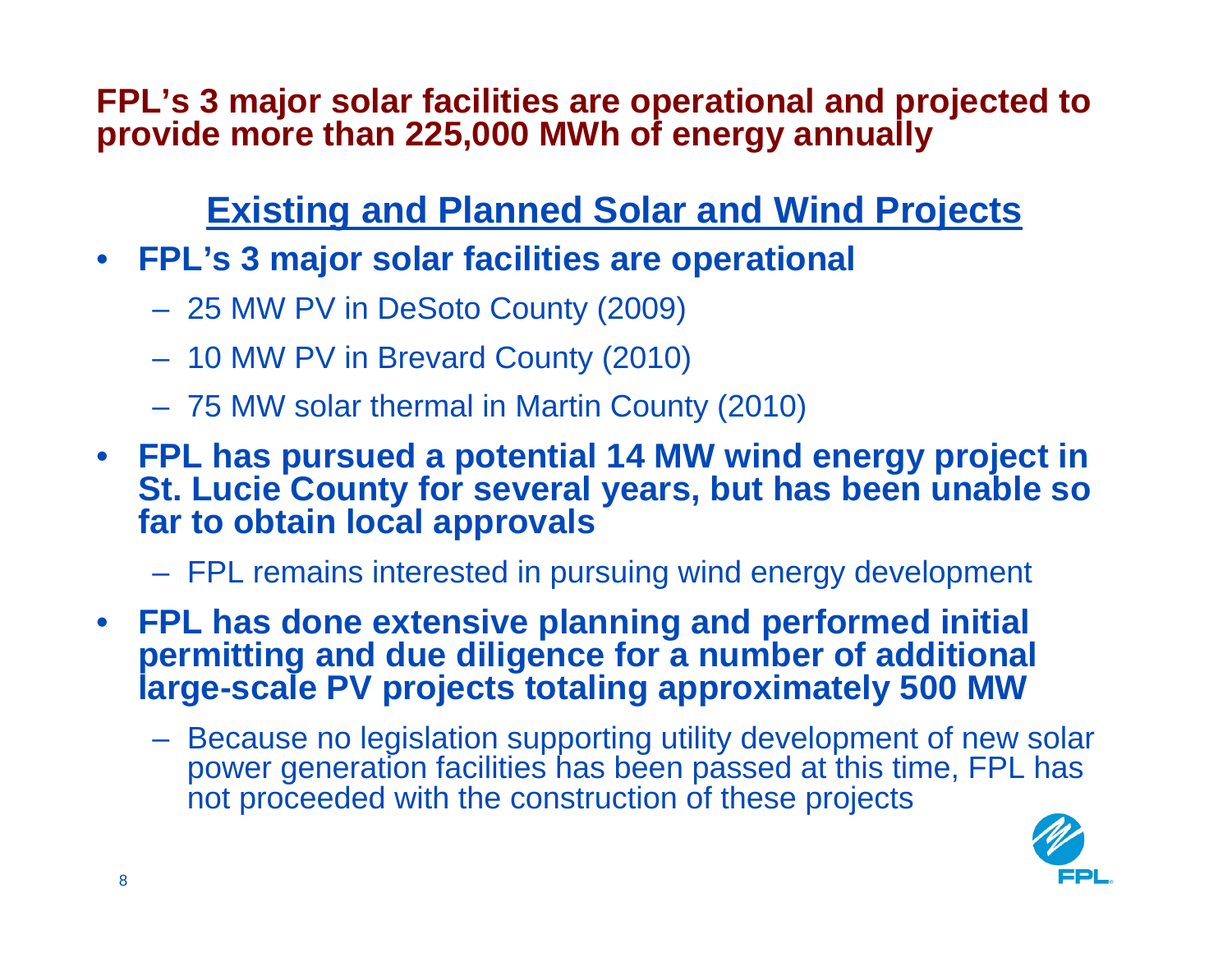**FPL's 3 major solar facilities are operational and projected to provide more than 225,000 MWh of energy annually**

## Existing and Planned Solar and Wind Projects

- **FPL's 3 major solar facilities are operational**
  - 25 MW PV in DeSoto County (2009)
  - 10 MW PV in Brevard County (2010)
  - 75 MW solar thermal in Martin County (2010)
- **FPL has pursued a potential 14 MW wind energy project in St. Lucie County for several years, but has been unable so far to obtain local approvals**
  - FPL remains interested in pursuing wind energy development
- **FPL has done extensive planning and performed initial permitting and due diligence for a number of additional large-scale PV projects totaling approximately 500 MW**
  - Because no legislation supporting utility development of new solar power generation facilities has been passed at this time, FPL has not proceeded with the construction of these projects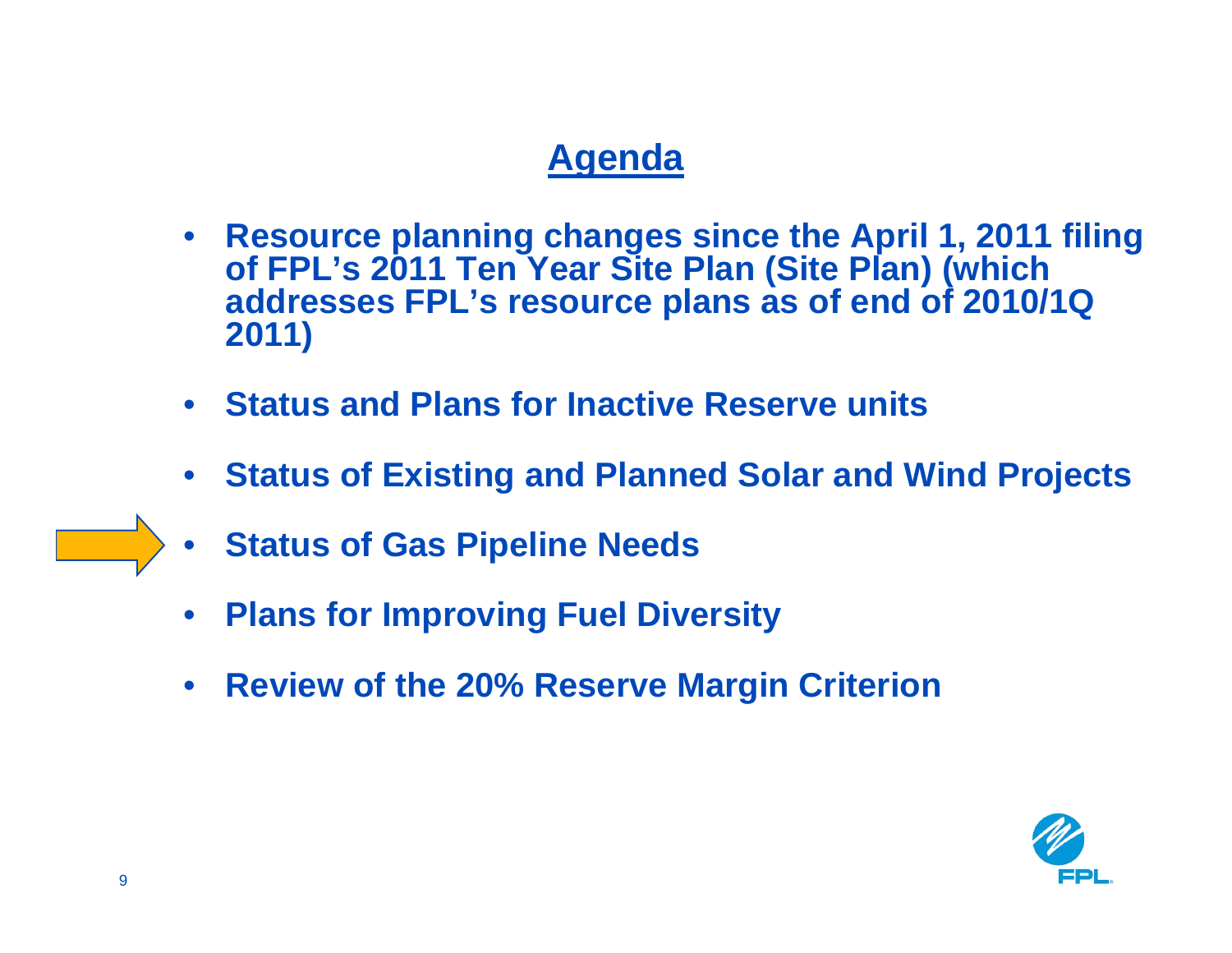# Agenda

- **Resource planning changes since the April 1, 2011 filing of FPL's 2011 Ten Year Site Plan (Site Plan) (which addresses FPL's resource plans as of end of 2010/1Q 2011)**
- **Status and Plans for Inactive Reserve units**
- **Status of Existing and Planned Solar and Wind Projects**
- **Status of Gas Pipeline Needs**
- **Plans for Improving Fuel Diversity**
- **Review of the 20% Reserve Margin Criterion**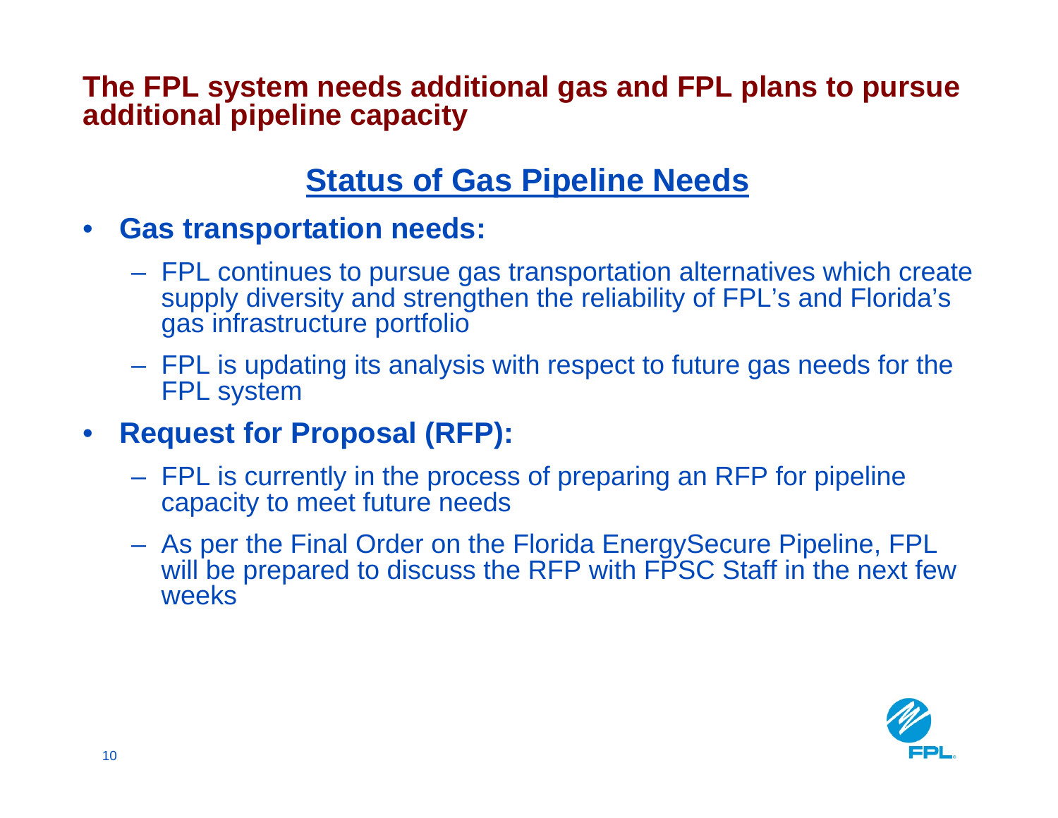# The FPL system needs additional gas and FPL plans to pursue additional pipeline capacity

## Status of Gas Pipeline Needs

- **Gas transportation needs:**
  - FPL continues to pursue gas transportation alternatives which create supply diversity and strengthen the reliability of FPL's and Florida's gas infrastructure portfolio
  - FPL is updating its analysis with respect to future gas needs for the FPL system
- **Request for Proposal (RFP):**
  - FPL is currently in the process of preparing an RFP for pipeline capacity to meet future needs
  - As per the Final Order on the Florida EnergySecure Pipeline, FPL will be prepared to discuss the RFP with FPSC Staff in the next few weeks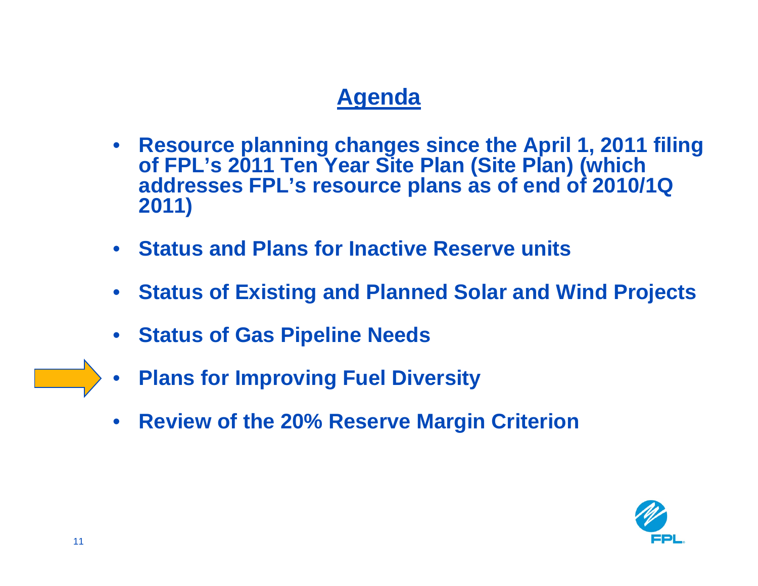# Agenda

- **Resource planning changes since the April 1, 2011 filing of FPL's 2011 Ten Year Site Plan (Site Plan) (which addresses FPL's resource plans as of end of 2010/1Q 2011)**
- **Status and Plans for Inactive Reserve units**
- **Status of Existing and Planned Solar and Wind Projects**
- **Status of Gas Pipeline Needs**
- **Plans for Improving Fuel Diversity**
- **Review of the 20% Reserve Margin Criterion**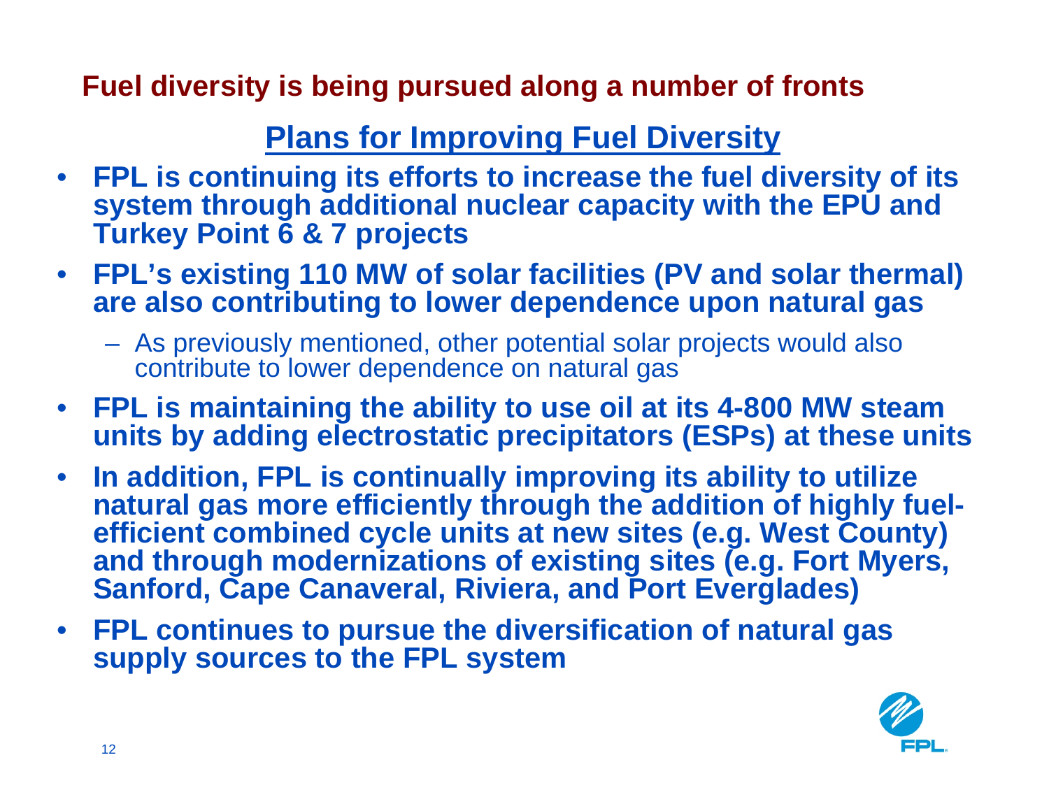## Fuel diversity is being pursued along a number of fronts

### Plans for Improving Fuel Diversity

- **FPL is continuing its efforts to increase the fuel diversity of its system through additional nuclear capacity with the EPU and Turkey Point 6 & 7 projects**
- **FPL's existing 110 MW of solar facilities (PV and solar thermal) are also contributing to lower dependence upon natural gas**
  - As previously mentioned, other potential solar projects would also contribute to lower dependence on natural gas
- **FPL is maintaining the ability to use oil at its 4-800 MW steam units by adding electrostatic precipitators (ESPs) at these units**
- **In addition, FPL is continually improving its ability to utilize natural gas more efficiently through the addition of highly fuel-efficient combined cycle units at new sites (e.g. West County) and through modernizations of existing sites (e.g. Fort Myers, Sanford, Cape Canaveral, Riviera, and Port Everglades)**
- **FPL continues to pursue the diversification of natural gas supply sources to the FPL system**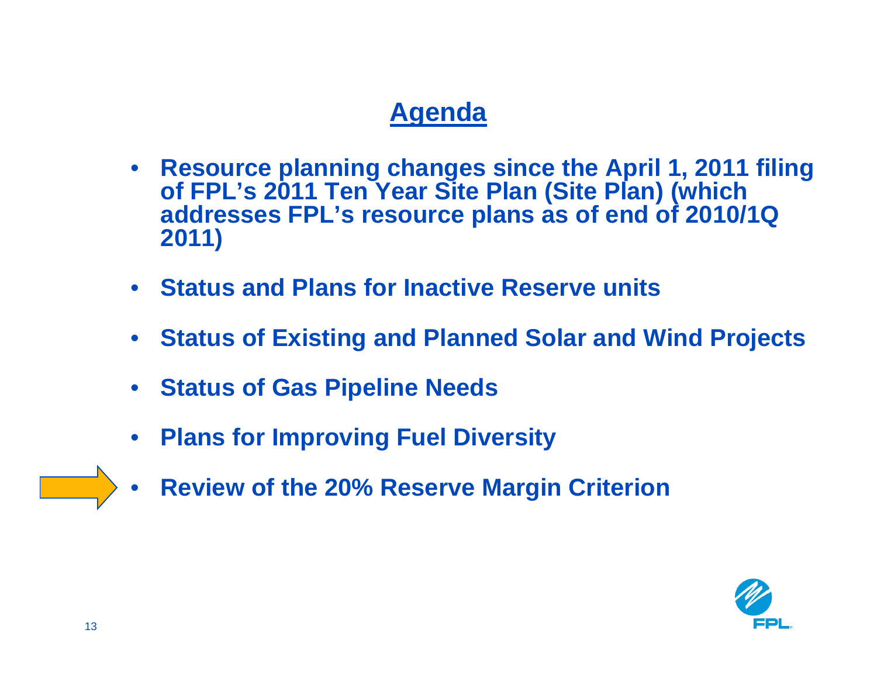# Agenda

- Resource planning changes since the April 1, 2011 filing of FPL's 2011 Ten Year Site Plan (Site Plan) (which addresses FPL's resource plans as of end of 2010/1Q 2011)
- Status and Plans for Inactive Reserve units
- Status of Existing and Planned Solar and Wind Projects
- Status of Gas Pipeline Needs
- Plans for Improving Fuel Diversity
- Review of the 20% Reserve Margin Criterion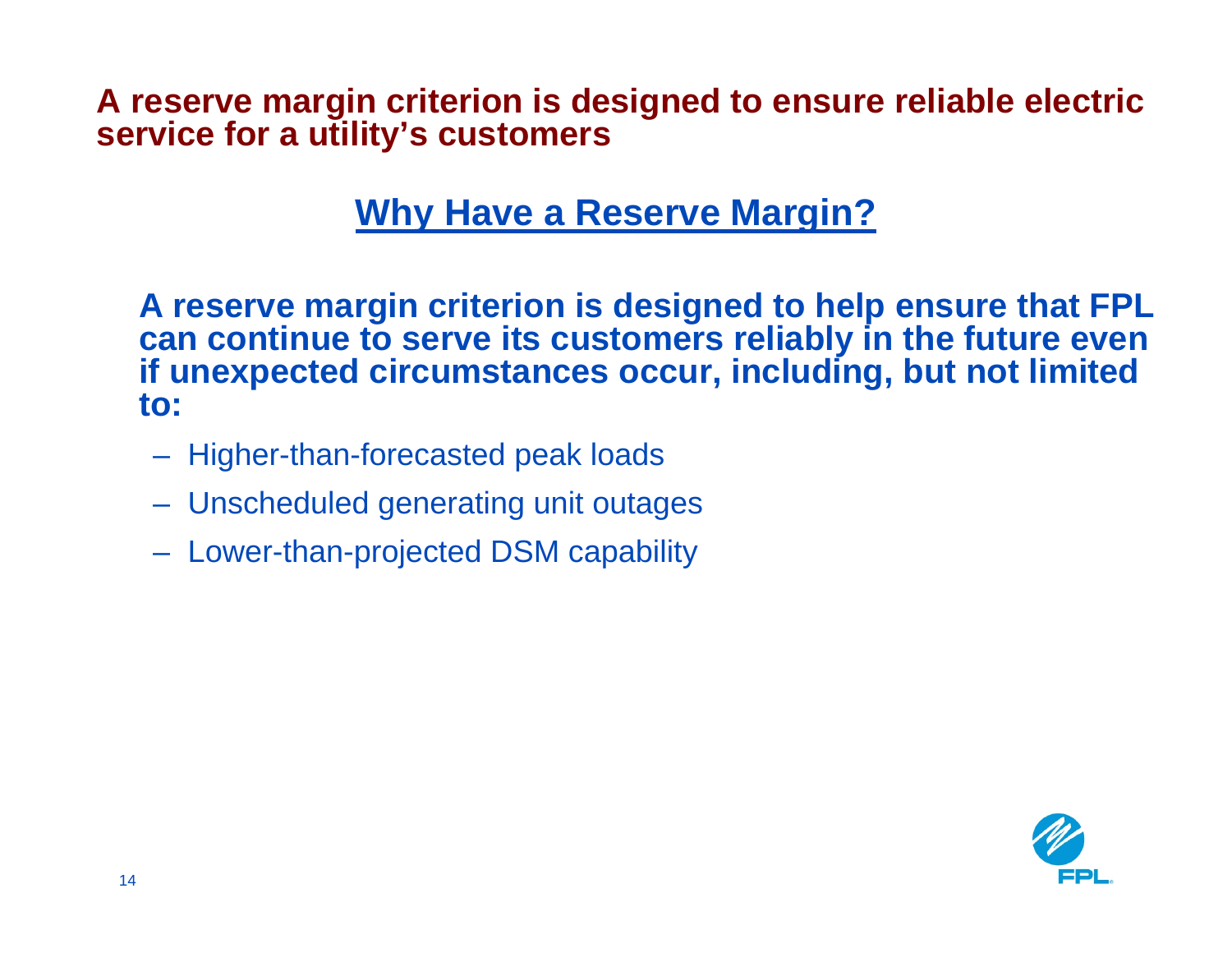**A reserve margin criterion is designed to ensure reliable electric service for a utility's customers**

## Why Have a Reserve Margin?

**A reserve margin criterion is designed to help ensure that FPL can continue to serve its customers reliably in the future even if unexpected circumstances occur, including, but not limited to:**

- Higher-than-forecasted peak loads
- Unscheduled generating unit outages
- Lower-than-projected DSM capability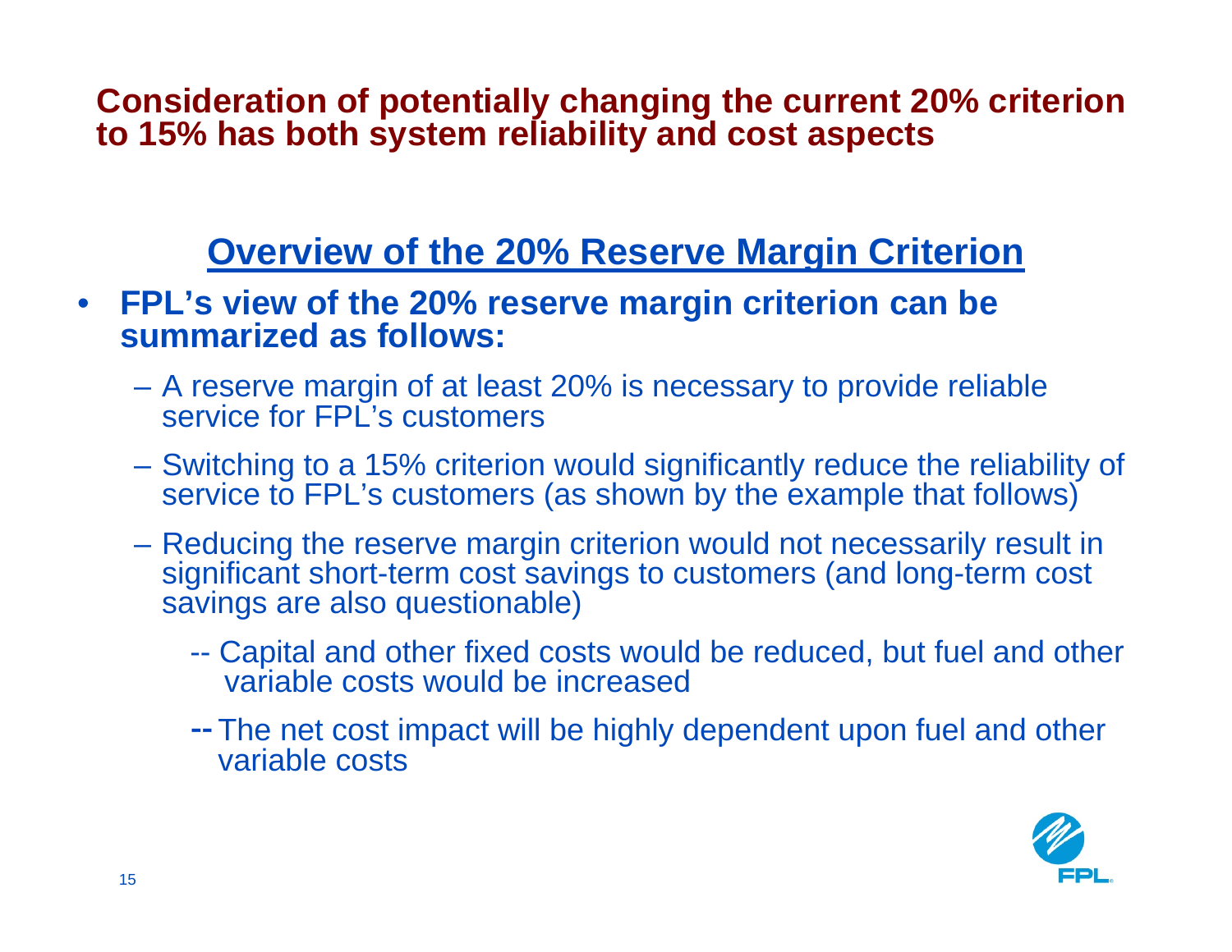# Consideration of potentially changing the current 20% criterion to 15% has both system reliability and cost aspects

## Overview of the 20% Reserve Margin Criterion

- **FPL's view of the 20% reserve margin criterion can be summarized as follows:**
  - A reserve margin of at least 20% is necessary to provide reliable service for FPL's customers
  - Switching to a 15% criterion would significantly reduce the reliability of service to FPL's customers (as shown by the example that follows)
  - Reducing the reserve margin criterion would not necessarily result in significant short-term cost savings to customers (and long-term cost savings are also questionable)
    - -- Capital and other fixed costs would be reduced, but fuel and other variable costs would be increased
    - -- The net cost impact will be highly dependent upon fuel and other variable costs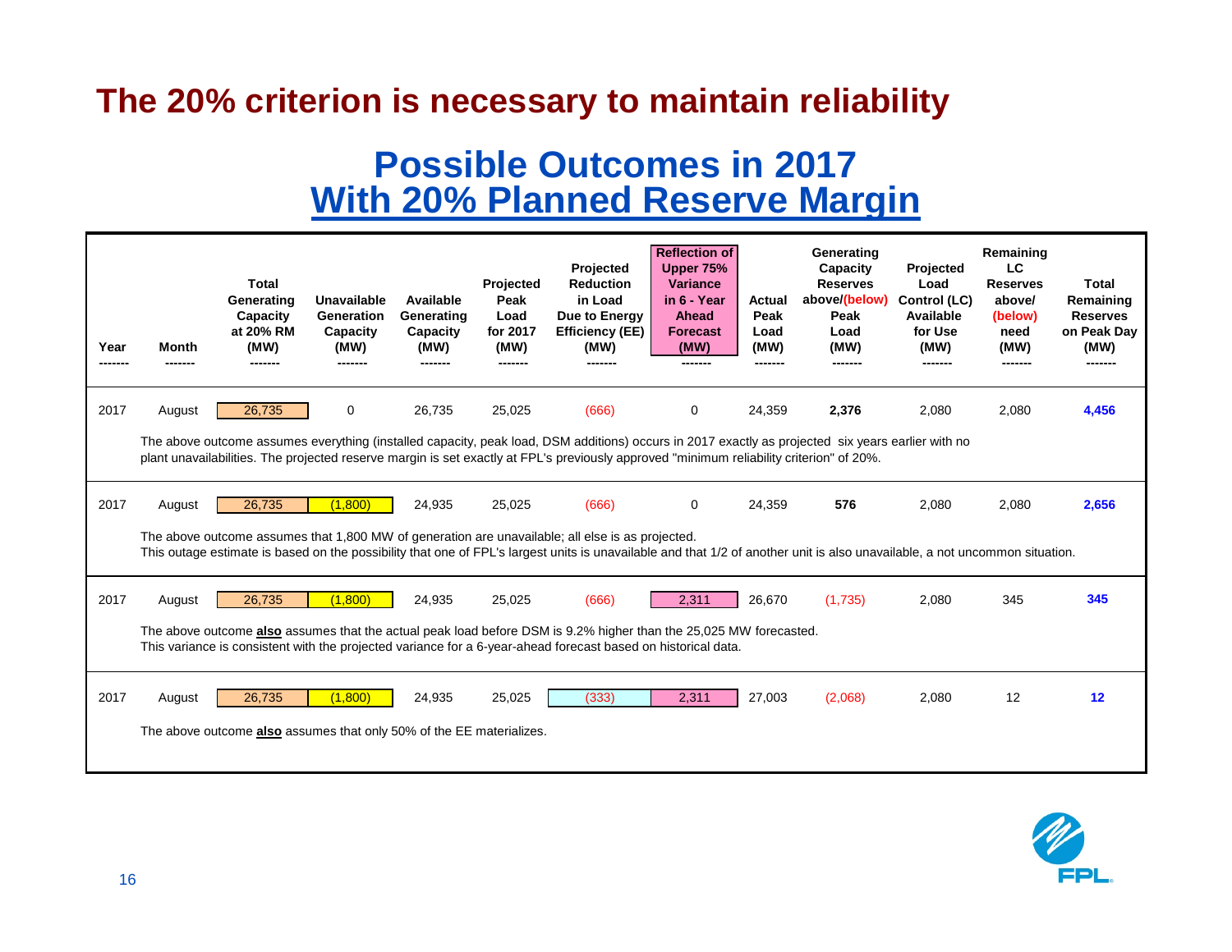# The 20% criterion is necessary to maintain reliability

## Possible Outcomes in 2017
## With 20% Planned Reserve Margin

| Year | Month | Total Generating Capacity at 20% RM (MW) | Unavailable Generation Capacity (MW) | Available Generating Capacity (MW) | Projected Peak Load for 2017 (MW) | Projected Reduction in Load Due to Energy Efficiency (EE) (MW) | Reflection of Upper 75% Variance in 6 - Year Ahead Forecast (MW) | Actual Peak Load (MW) | Generating Capacity Reserves above/(below) Peak Load (MW) | Projected Load Control (LC) Available for Use (MW) | Remaining LC Reserves above/ (below) need (MW) | Total Remaining Reserves on Peak Day (MW) |
|---|---|---|---|---|---|---|---|---|---|---|---|---|
| 2017 | August | 26,735 | 0 | 26,735 | 25,025 | (666) | 0 | 24,359 | **2,376** | 2,080 | 2,080 | **4,456** |
| The above outcome assumes everything (installed capacity, peak load, DSM additions) occurs in 2017 exactly as projected six years earlier with no plant unavailabilities. The projected reserve margin is set exactly at FPL's previously approved "minimum reliability criterion" of 20%. | | | | | | | | | | | | |
| 2017 | August | 26,735 | (1,800) | 24,935 | 25,025 | (666) | 0 | 24,359 | **576** | 2,080 | 2,080 | **2,656** |
| The above outcome assumes that 1,800 MW of generation are unavailable; all else is as projected. This outage estimate is based on the possibility that one of FPL's largest units is unavailable and that 1/2 of another unit is also unavailable, a not uncommon situation. | | | | | | | | | | | | |
| 2017 | August | 26,735 | (1,800) | 24,935 | 25,025 | (666) | 2,311 | 26,670 | (1,735) | 2,080 | 345 | **345** |
| The above outcome **also** assumes that the actual peak load before DSM is 9.2% higher than the 25,025 MW forecasted. This variance is consistent with the projected variance for a 6-year-ahead forecast based on historical data. | | | | | | | | | | | | |
| 2017 | August | 26,735 | (1,800) | 24,935 | 25,025 | (333) | 2,311 | 27,003 | (2,068) | 2,080 | 12 | **12** |
| The above outcome **also** assumes that only 50% of the EE materializes. | | | | | | | | | | | | |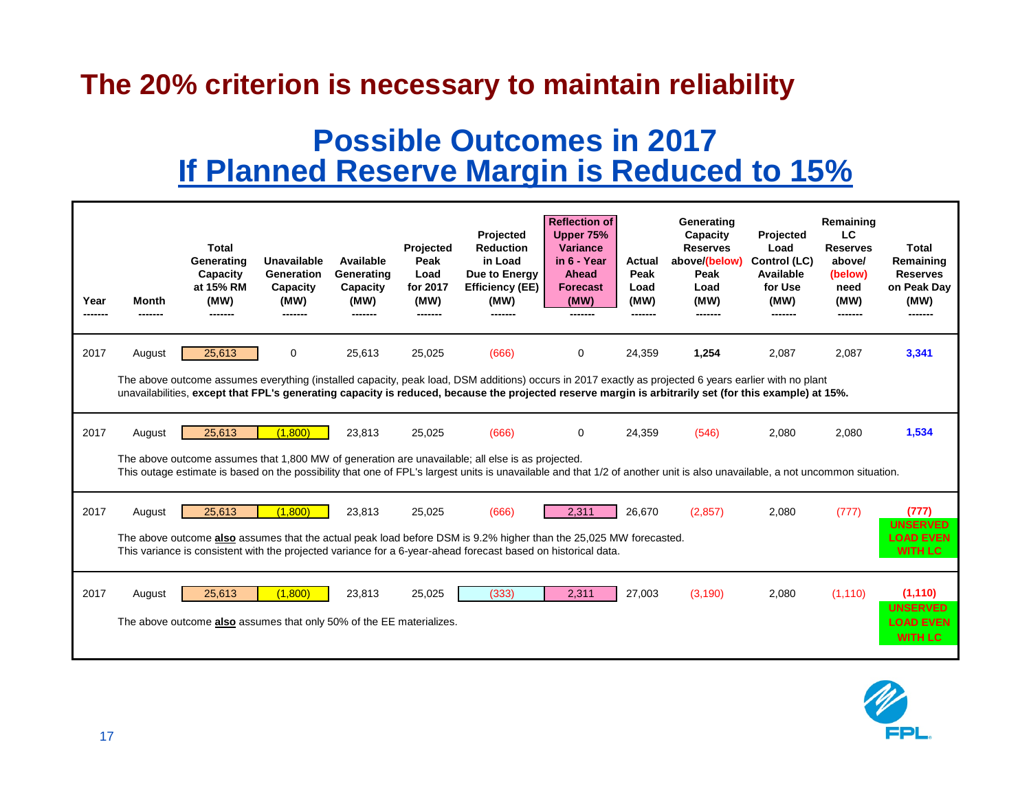# The 20% criterion is necessary to maintain reliability

## Possible Outcomes in 2017
## If Planned Reserve Margin is Reduced to 15%

| Year | Month | Total Generating Capacity at 15% RM (MW) | Unavailable Generation Capacity (MW) | Available Generating Capacity (MW) | Projected Peak Load for 2017 (MW) | Projected Reduction in Load Due to Energy Efficiency (EE) (MW) | Reflection of Upper 75% Variance in 6 - Year Ahead Forecast (MW) | Actual Peak Load (MW) | Generating Capacity Reserves above/(below) Peak Load (MW) | Projected Load Control (LC) Available for Use (MW) | Remaining LC Reserves above/ (below) need (MW) | Total Remaining Reserves on Peak Day (MW) |
|---|---|---|---|---|---|---|---|---|---|---|---|---|
| 2017 | August | 25,613 | 0 | 25,613 | 25,025 | (666) | 0 | 24,359 | **1,254** | 2,087 | 2,087 | **3,341** |
| | | The above outcome assumes everything (installed capacity, peak load, DSM additions) occurs in 2017 exactly as projected 6 years earlier with no plant unavailabilities, **except that FPL's generating capacity is reduced, because the projected reserve margin is arbitrarily set (for this example) at 15%.** | | | | | | | | | | |
| 2017 | August | 25,613 | (1,800) | 23,813 | 25,025 | (666) | 0 | 24,359 | (546) | 2,080 | 2,080 | **1,534** |
| | | The above outcome assumes that 1,800 MW of generation are unavailable; all else is as projected. This outage estimate is based on the possibility that one of FPL's largest units is unavailable and that 1/2 of another unit is also unavailable, a not uncommon situation. | | | | | | | | | | |
| 2017 | August | 25,613 | (1,800) | 23,813 | 25,025 | (666) | 2,311 | 26,670 | (2,857) | 2,080 | (777) | **(777)** UNSERVED LOAD EVEN WITH LC |
| | | The above outcome **also** assumes that the actual peak load before DSM is 9.2% higher than the 25,025 MW forecasted. This variance is consistent with the projected variance for a 6-year-ahead forecast based on historical data. | | | | | | | | | | |
| 2017 | August | 25,613 | (1,800) | 23,813 | 25,025 | (333) | 2,311 | 27,003 | (3,190) | 2,080 | (1,110) | **(1,110)** UNSERVED LOAD EVEN WITH LC |
| | | The above outcome **also** assumes that only 50% of the EE materializes. | | | | | | | | | | |

FPL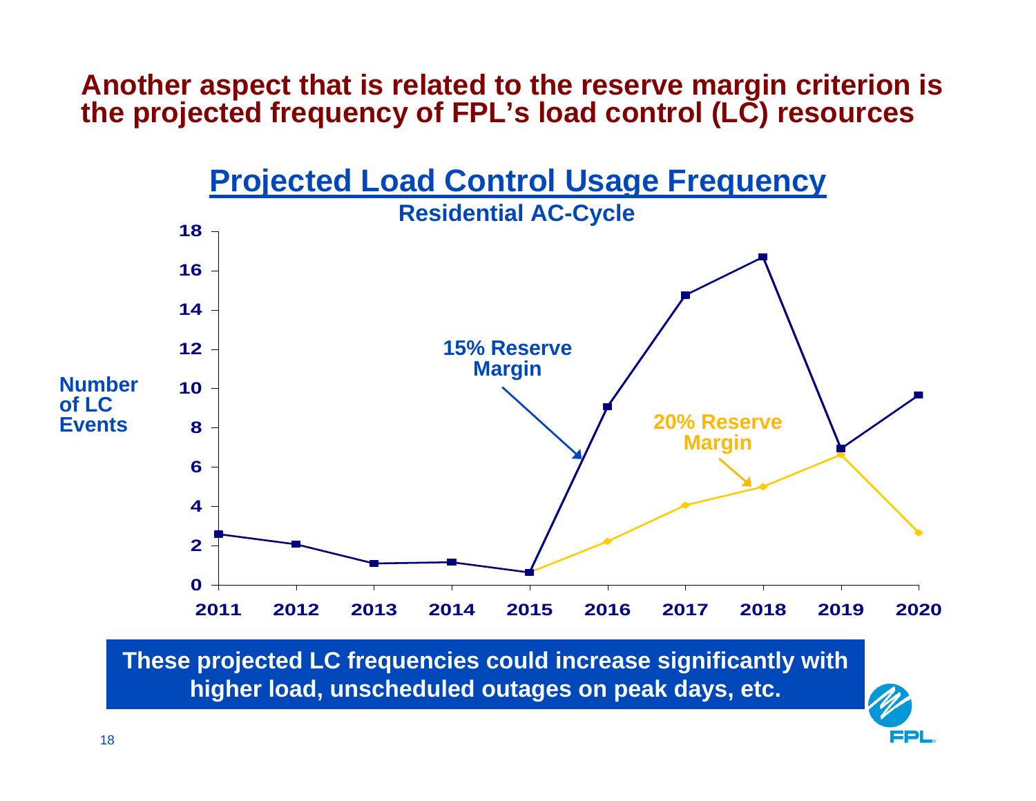# Another aspect that is related to the reserve margin criterion is the projected frequency of FPL's load control (LC) resources

## Projected Load Control Usage Frequency

**Residential AC-Cycle**

Number of LC Events

15% Reserve Margin

20% Reserve Margin

**These projected LC frequencies could increase significantly with higher load, unscheduled outages on peak days, etc.**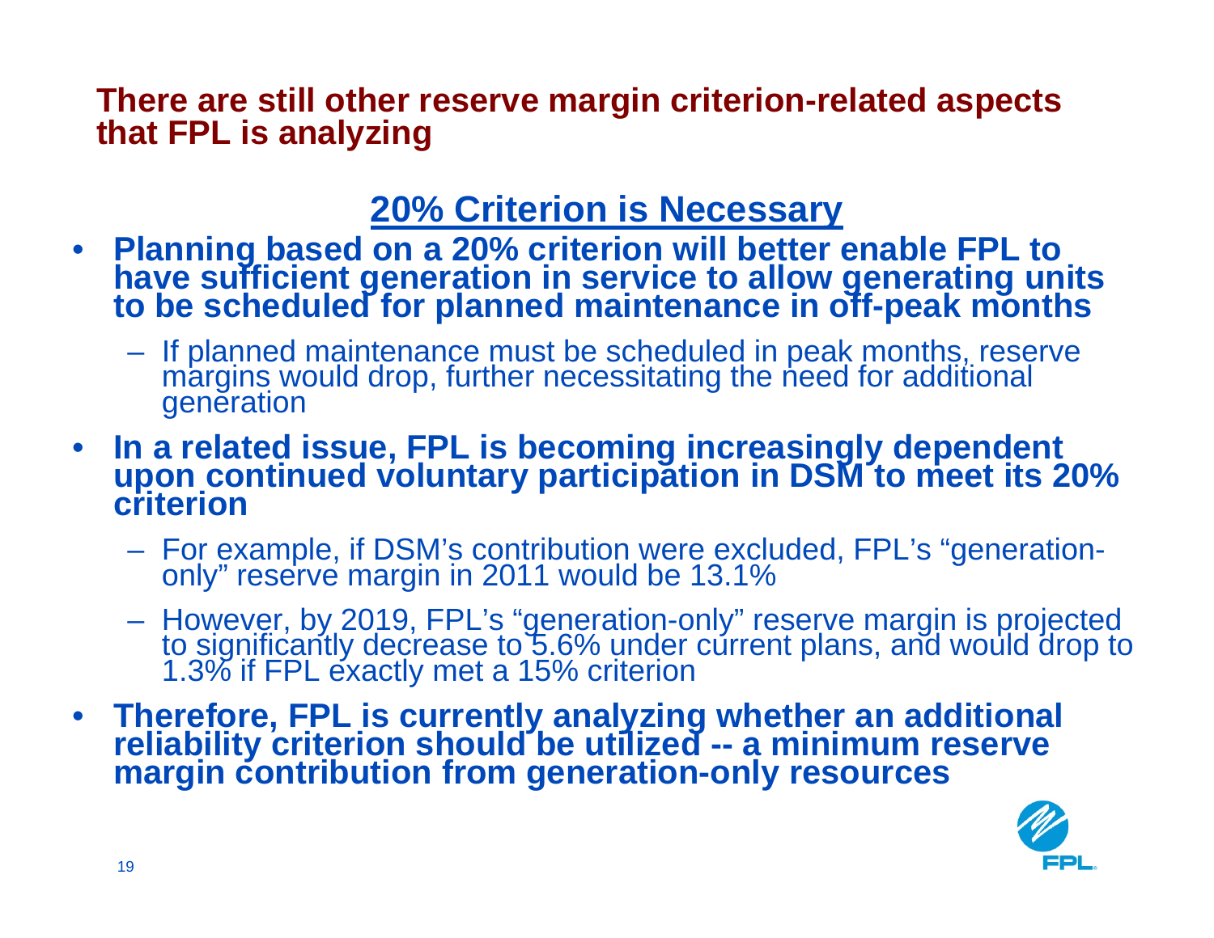## There are still other reserve margin criterion-related aspects that FPL is analyzing

### 20% Criterion is Necessary

- **Planning based on a 20% criterion will better enable FPL to have sufficient generation in service to allow generating units to be scheduled for planned maintenance in off-peak months**
  - If planned maintenance must be scheduled in peak months, reserve margins would drop, further necessitating the need for additional generation
- **In a related issue, FPL is becoming increasingly dependent upon continued voluntary participation in DSM to meet its 20% criterion**
  - For example, if DSM's contribution were excluded, FPL's "generation-only" reserve margin in 2011 would be 13.1%
  - However, by 2019, FPL's "generation-only" reserve margin is projected to significantly decrease to 5.6% under current plans, and would drop to 1.3% if FPL exactly met a 15% criterion
- **Therefore, FPL is currently analyzing whether an additional reliability criterion should be utilized -- a minimum reserve margin contribution from generation-only resources**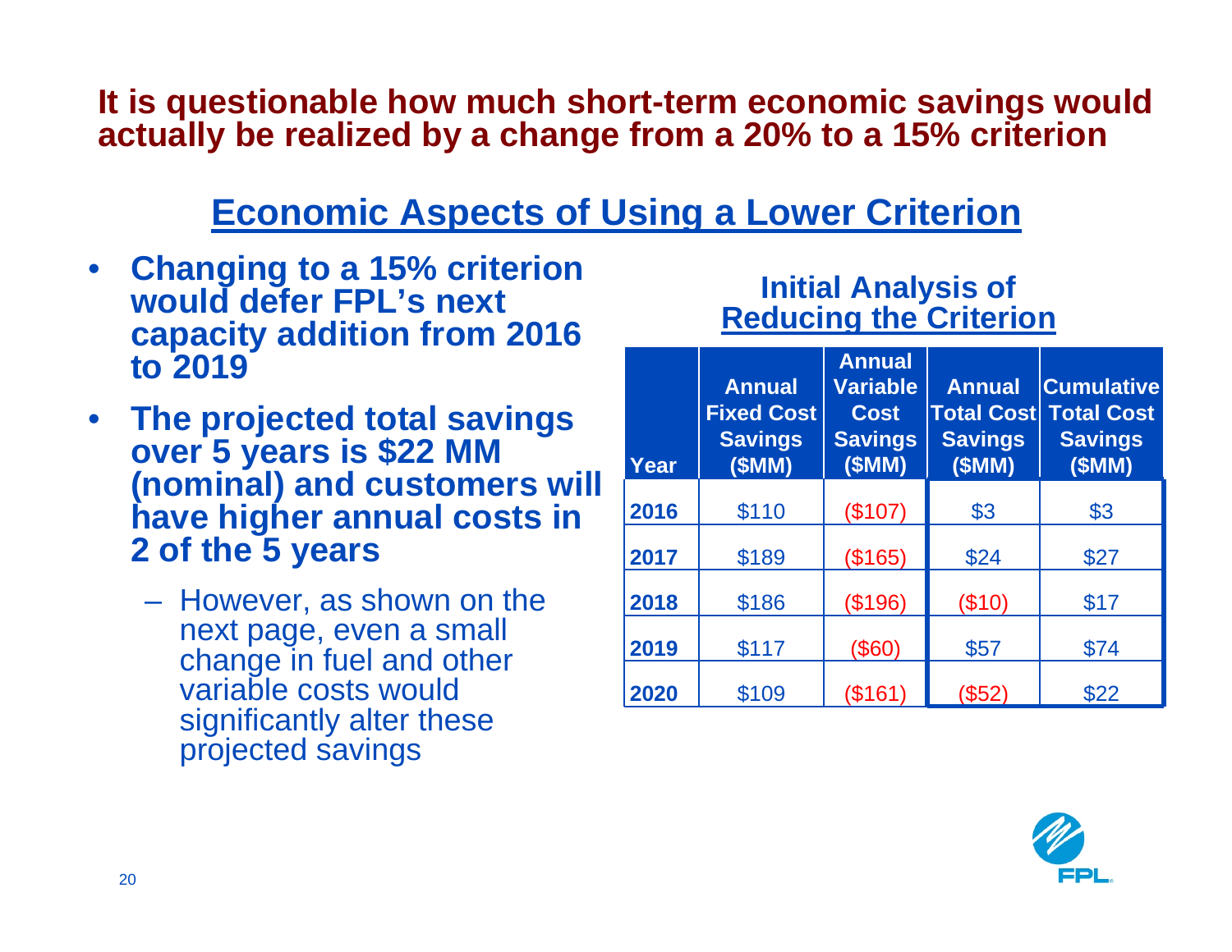# It is questionable how much short-term economic savings would actually be realized by a change from a 20% to a 15% criterion

## Economic Aspects of Using a Lower Criterion

- **Changing to a 15% criterion would defer FPL's next capacity addition from 2016 to 2019**
- **The projected total savings over 5 years is $22 MM (nominal) and customers will have higher annual costs in 2 of the 5 years**
  - However, as shown on the next page, even a small change in fuel and other variable costs would significantly alter these projected savings

### Initial Analysis of Reducing the Criterion

| Year | Annual Fixed Cost Savings ($MM) | Annual Variable Cost Savings ($MM) | Annual Total Cost Savings ($MM) | Cumulative Total Cost Savings ($MM) |
|---|---|---|---|---|
| 2016 | $110 | ($107) | $3 | $3 |
| 2017 | $189 | ($165) | $24 | $27 |
| 2018 | $186 | ($196) | ($10) | $17 |
| 2019 | $117 | ($60) | $57 | $74 |
| 2020 | $109 | ($161) | ($52) | $22 |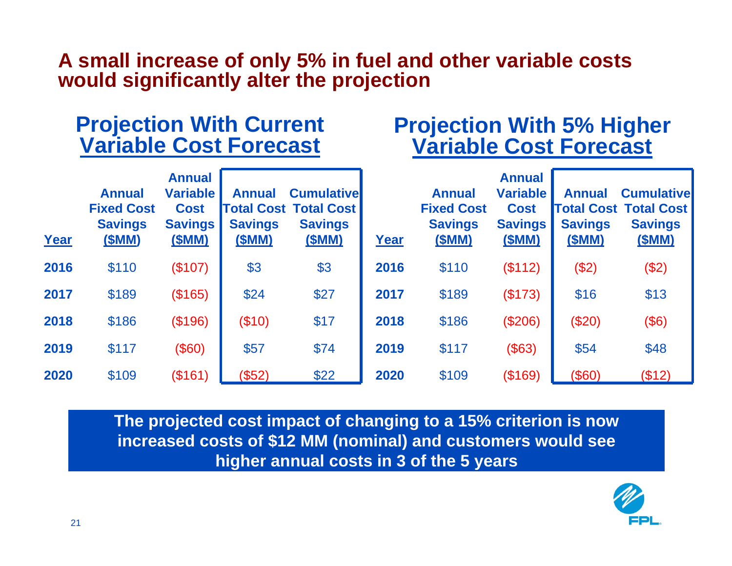# A small increase of only 5% in fuel and other variable costs would significantly alter the projection

## Projection With Current Variable Cost Forecast

| Year | Annual Fixed Cost Savings ($MM) | Annual Variable Cost Savings ($MM) | Annual Total Cost Savings ($MM) | Cumulative Total Cost Savings ($MM) |
|---|---|---|---|---|
| 2016 | $110 | ($107) | $3 | $3 |
| 2017 | $189 | ($165) | $24 | $27 |
| 2018 | $186 | ($196) | ($10) | $17 |
| 2019 | $117 | ($60) | $57 | $74 |
| 2020 | $109 | ($161) | ($52) | $22 |

## Projection With 5% Higher Variable Cost Forecast

| Year | Annual Fixed Cost Savings ($MM) | Annual Variable Cost Savings ($MM) | Annual Total Cost Savings ($MM) | Cumulative Total Cost Savings ($MM) |
|---|---|---|---|---|
| 2016 | $110 | ($112) | ($2) | ($2) |
| 2017 | $189 | ($173) | $16 | $13 |
| 2018 | $186 | ($206) | ($20) | ($6) |
| 2019 | $117 | ($63) | $54 | $48 |
| 2020 | $109 | ($169) | ($60) | ($12) |

**The projected cost impact of changing to a 15% criterion is now increased costs of $12 MM (nominal) and customers would see higher annual costs in 3 of the 5 years**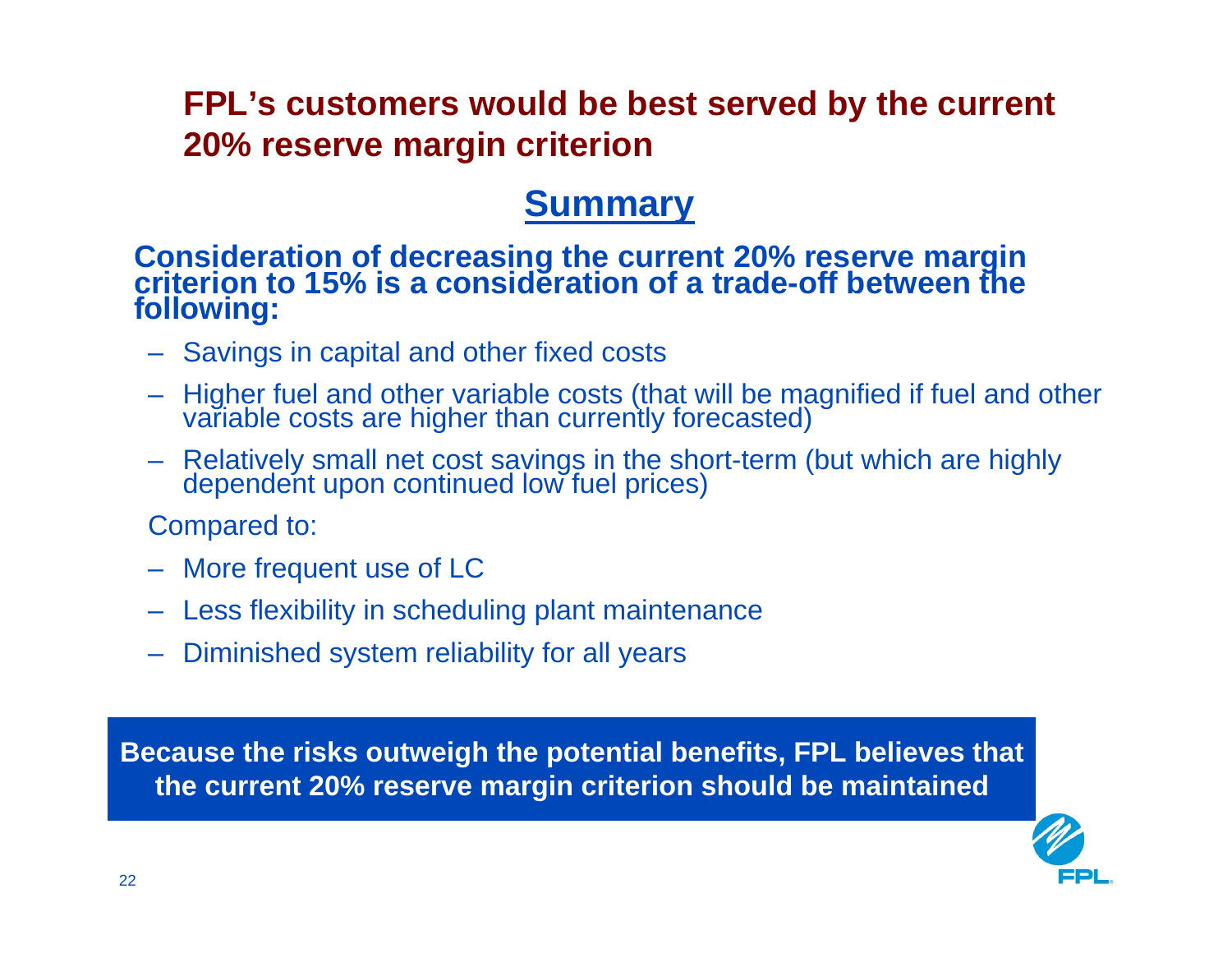# FPL's customers would be best served by the current 20% reserve margin criterion

## Summary

**Consideration of decreasing the current 20% reserve margin criterion to 15% is a consideration of a trade-off between the following:**

- Savings in capital and other fixed costs
- Higher fuel and other variable costs (that will be magnified if fuel and other variable costs are higher than currently forecasted)
- Relatively small net cost savings in the short-term (but which are highly dependent upon continued low fuel prices)

Compared to:

- More frequent use of LC
- Less flexibility in scheduling plant maintenance
- Diminished system reliability for all years

**Because the risks outweigh the potential benefits, FPL believes that the current 20% reserve margin criterion should be maintained**